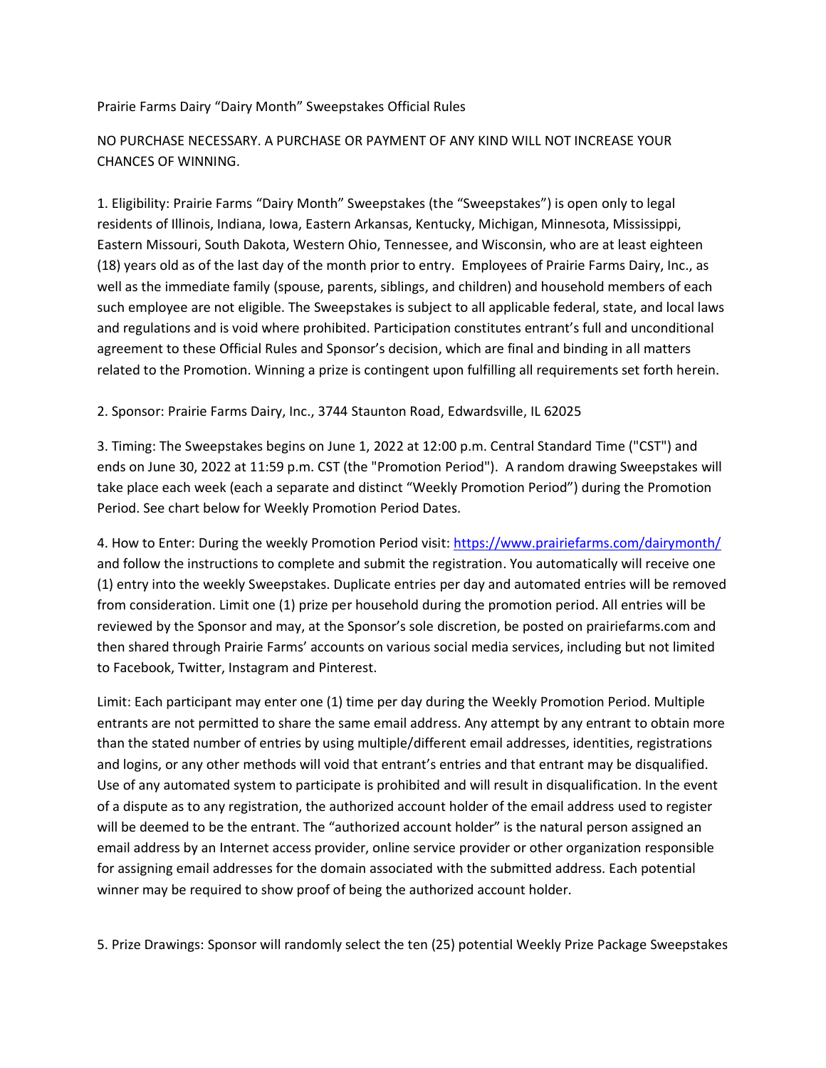Prairie Farms Dairy “Dairy Month” Sweepstakes Official Rules

NO PURCHASE NECESSARY. A PURCHASE OR PAYMENT OF ANY KIND WILL NOT INCREASE YOUR CHANCES OF WINNING.

1. Eligibility: Prairie Farms “Dairy Month” Sweepstakes (the “Sweepstakes”) is open only to legal residents of Illinois, Indiana, Iowa, Eastern Arkansas, Kentucky, Michigan, Minnesota, Mississippi, Eastern Missouri, South Dakota, Western Ohio, Tennessee, and Wisconsin, who are at least eighteen (18) years old as of the last day of the month prior to entry. Employees of Prairie Farms Dairy, Inc., as well as the immediate family (spouse, parents, siblings, and children) and household members of each such employee are not eligible. The Sweepstakes is subject to all applicable federal, state, and local laws and regulations and is void where prohibited. Participation constitutes entrant’s full and unconditional agreement to these Official Rules and Sponsor’s decision, which are final and binding in all matters related to the Promotion. Winning a prize is contingent upon fulfilling all requirements set forth herein.

2. Sponsor: Prairie Farms Dairy, Inc., 3744 Staunton Road, Edwardsville, IL 62025

3. Timing: The Sweepstakes begins on June 1, 2022 at 12:00 p.m. Central Standard Time ("CST") and ends on June 30, 2022 at 11:59 p.m. CST (the "Promotion Period"). A random drawing Sweepstakes will take place each week (each a separate and distinct “Weekly Promotion Period”) during the Promotion Period. See chart below for Weekly Promotion Period Dates.

4. How to Enter: During the weekly Promotion Period visit: [https://www.prairiefarms.com/dairymonth/](https://www.prairiefarms.com/dairymonth/) and follow the instructions to complete and submit the registration. You automatically will receive one (1) entry into the weekly Sweepstakes. Duplicate entries per day and automated entries will be removed from consideration. Limit one (1) prize per household during the promotion period. All entries will be reviewed by the Sponsor and may, at the Sponsor’s sole discretion, be posted on prairiefarms.com and then shared through Prairie Farms’ accounts on various social media services, including but not limited to Facebook, Twitter, Instagram and Pinterest.

Limit: Each participant may enter one (1) time per day during the Weekly Promotion Period. Multiple entrants are not permitted to share the same email address. Any attempt by any entrant to obtain more than the stated number of entries by using multiple/different email addresses, identities, registrations and logins, or any other methods will void that entrant’s entries and that entrant may be disqualified. Use of any automated system to participate is prohibited and will result in disqualification. In the event of a dispute as to any registration, the authorized account holder of the email address used to register will be deemed to be the entrant. The “authorized account holder” is the natural person assigned an email address by an Internet access provider, online service provider or other organization responsible for assigning email addresses for the domain associated with the submitted address. Each potential winner may be required to show proof of being the authorized account holder.

5. Prize Drawings: Sponsor will randomly select the ten (25) potential Weekly Prize Package Sweepstakes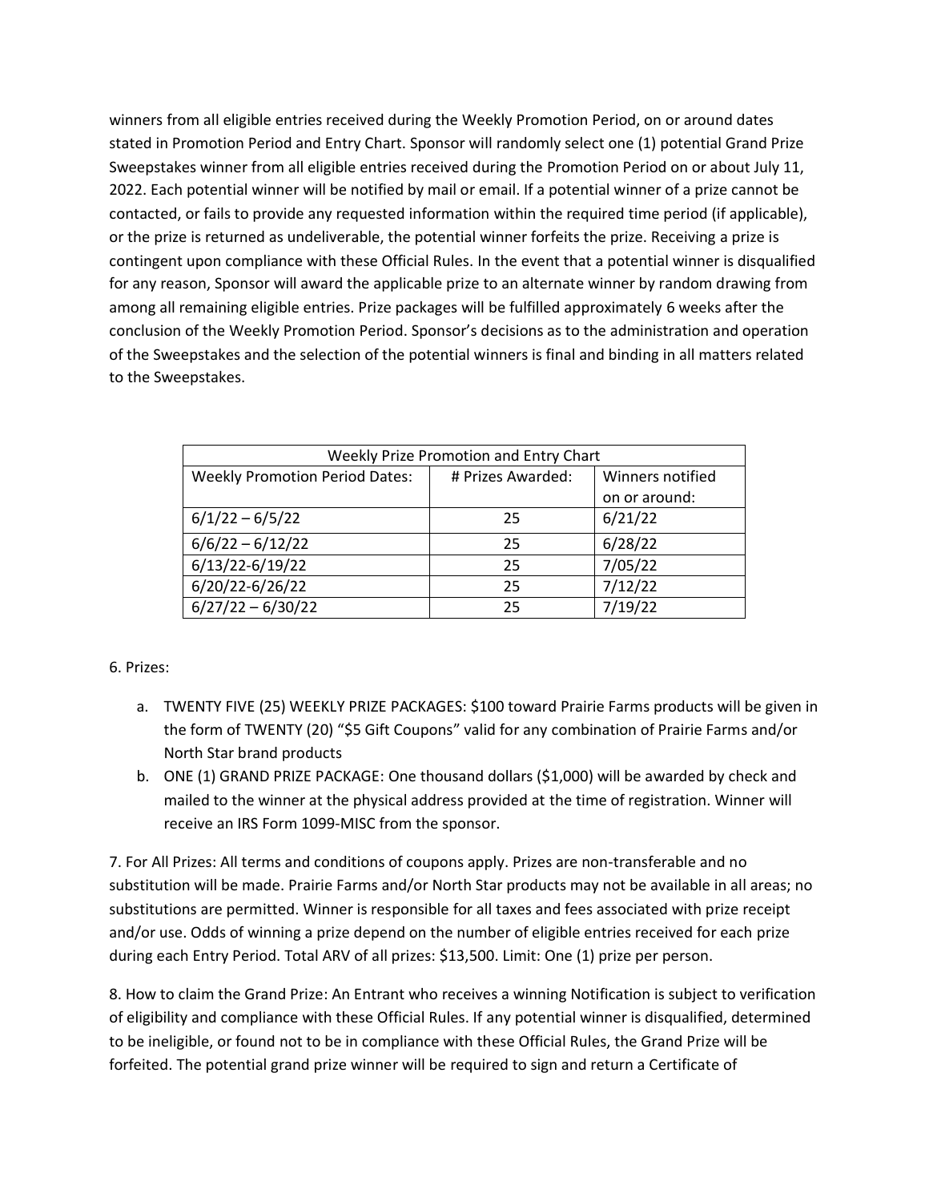winners from all eligible entries received during the Weekly Promotion Period, on or around dates stated in Promotion Period and Entry Chart. Sponsor will randomly select one (1) potential Grand Prize Sweepstakes winner from all eligible entries received during the Promotion Period on or about July 11, 2022. Each potential winner will be notified by mail or email. If a potential winner of a prize cannot be contacted, or fails to provide any requested information within the required time period (if applicable), or the prize is returned as undeliverable, the potential winner forfeits the prize. Receiving a prize is contingent upon compliance with these Official Rules. In the event that a potential winner is disqualified for any reason, Sponsor will award the applicable prize to an alternate winner by random drawing from among all remaining eligible entries. Prize packages will be fulfilled approximately 6 weeks after the conclusion of the Weekly Promotion Period. Sponsor's decisions as to the administration and operation of the Sweepstakes and the selection of the potential winners is final and binding in all matters related to the Sweepstakes.

| Weekly Prize Promotion and Entry Chart | | |
|---|---|---|
| Weekly Promotion Period Dates: | # Prizes Awarded: | Winners notified on or around: |
| 6/1/22 – 6/5/22 | 25 | 6/21/22 |
| 6/6/22 – 6/12/22 | 25 | 6/28/22 |
| 6/13/22-6/19/22 | 25 | 7/05/22 |
| 6/20/22-6/26/22 | 25 | 7/12/22 |
| 6/27/22 – 6/30/22 | 25 | 7/19/22 |

6. Prizes:

a. TWENTY FIVE (25) WEEKLY PRIZE PACKAGES: $100 toward Prairie Farms products will be given in the form of TWENTY (20) "$5 Gift Coupons" valid for any combination of Prairie Farms and/or North Star brand products
b. ONE (1) GRAND PRIZE PACKAGE: One thousand dollars ($1,000) will be awarded by check and mailed to the winner at the physical address provided at the time of registration. Winner will receive an IRS Form 1099-MISC from the sponsor.

7. For All Prizes: All terms and conditions of coupons apply. Prizes are non-transferable and no substitution will be made. Prairie Farms and/or North Star products may not be available in all areas; no substitutions are permitted. Winner is responsible for all taxes and fees associated with prize receipt and/or use. Odds of winning a prize depend on the number of eligible entries received for each prize during each Entry Period. Total ARV of all prizes: $13,500. Limit: One (1) prize per person.

8. How to claim the Grand Prize: An Entrant who receives a winning Notification is subject to verification of eligibility and compliance with these Official Rules. If any potential winner is disqualified, determined to be ineligible, or found not to be in compliance with these Official Rules, the Grand Prize will be forfeited. The potential grand prize winner will be required to sign and return a Certificate of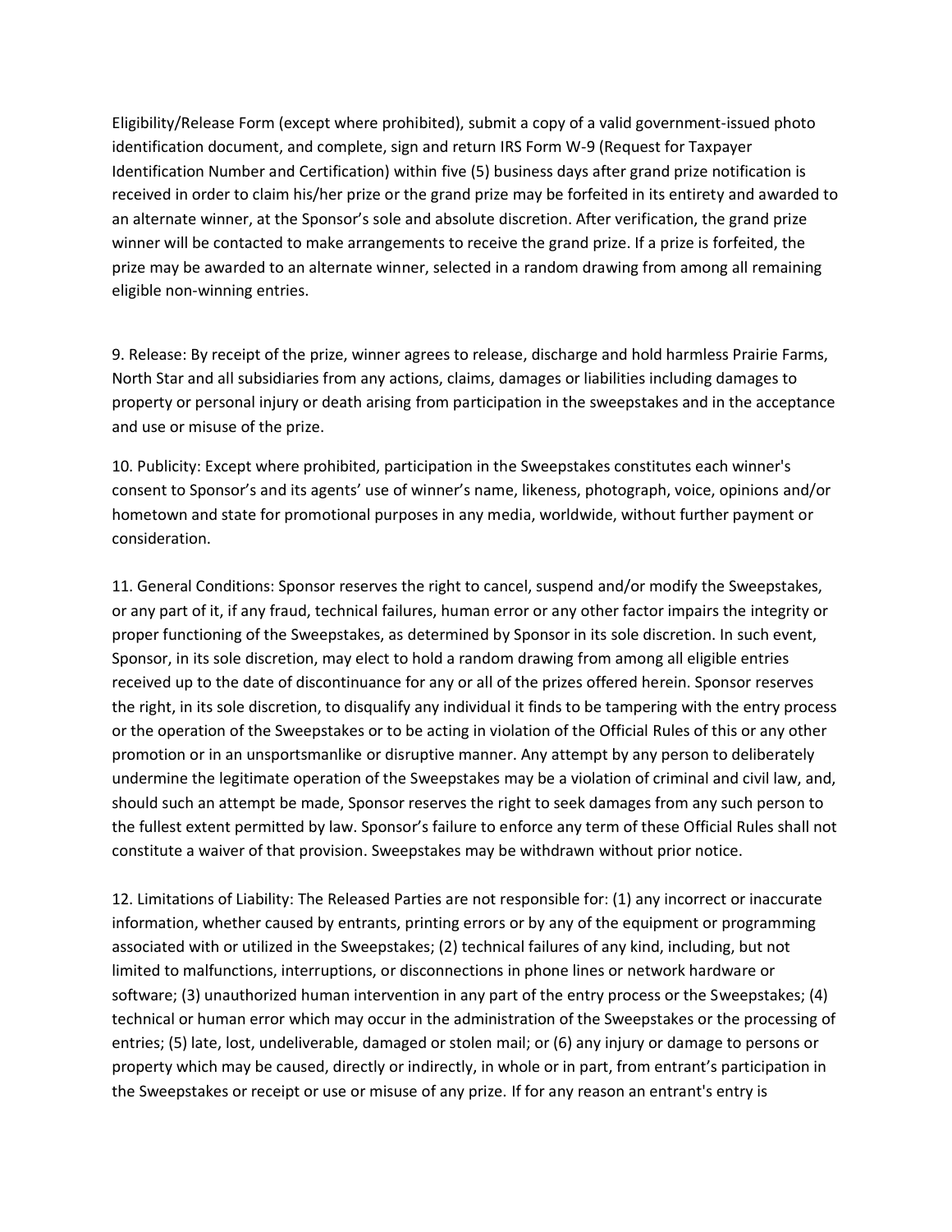Eligibility/Release Form (except where prohibited), submit a copy of a valid government-issued photo identification document, and complete, sign and return IRS Form W-9 (Request for Taxpayer Identification Number and Certification) within five (5) business days after grand prize notification is received in order to claim his/her prize or the grand prize may be forfeited in its entirety and awarded to an alternate winner, at the Sponsor's sole and absolute discretion. After verification, the grand prize winner will be contacted to make arrangements to receive the grand prize. If a prize is forfeited, the prize may be awarded to an alternate winner, selected in a random drawing from among all remaining eligible non-winning entries.

9. Release: By receipt of the prize, winner agrees to release, discharge and hold harmless Prairie Farms, North Star and all subsidiaries from any actions, claims, damages or liabilities including damages to property or personal injury or death arising from participation in the sweepstakes and in the acceptance and use or misuse of the prize.

10. Publicity: Except where prohibited, participation in the Sweepstakes constitutes each winner's consent to Sponsor's and its agents' use of winner's name, likeness, photograph, voice, opinions and/or hometown and state for promotional purposes in any media, worldwide, without further payment or consideration.

11. General Conditions: Sponsor reserves the right to cancel, suspend and/or modify the Sweepstakes, or any part of it, if any fraud, technical failures, human error or any other factor impairs the integrity or proper functioning of the Sweepstakes, as determined by Sponsor in its sole discretion. In such event, Sponsor, in its sole discretion, may elect to hold a random drawing from among all eligible entries received up to the date of discontinuance for any or all of the prizes offered herein. Sponsor reserves the right, in its sole discretion, to disqualify any individual it finds to be tampering with the entry process or the operation of the Sweepstakes or to be acting in violation of the Official Rules of this or any other promotion or in an unsportsmanlike or disruptive manner. Any attempt by any person to deliberately undermine the legitimate operation of the Sweepstakes may be a violation of criminal and civil law, and, should such an attempt be made, Sponsor reserves the right to seek damages from any such person to the fullest extent permitted by law. Sponsor's failure to enforce any term of these Official Rules shall not constitute a waiver of that provision. Sweepstakes may be withdrawn without prior notice.

12. Limitations of Liability: The Released Parties are not responsible for: (1) any incorrect or inaccurate information, whether caused by entrants, printing errors or by any of the equipment or programming associated with or utilized in the Sweepstakes; (2) technical failures of any kind, including, but not limited to malfunctions, interruptions, or disconnections in phone lines or network hardware or software; (3) unauthorized human intervention in any part of the entry process or the Sweepstakes; (4) technical or human error which may occur in the administration of the Sweepstakes or the processing of entries; (5) late, lost, undeliverable, damaged or stolen mail; or (6) any injury or damage to persons or property which may be caused, directly or indirectly, in whole or in part, from entrant's participation in the Sweepstakes or receipt or use or misuse of any prize. If for any reason an entrant's entry is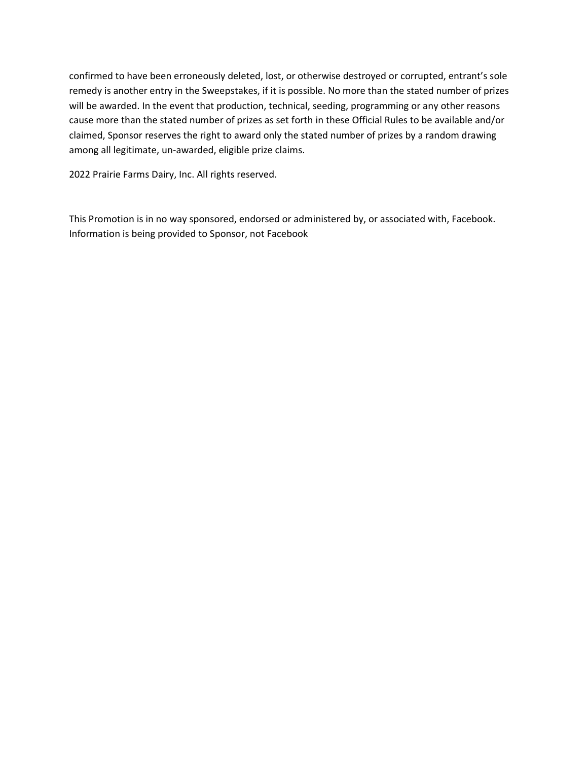confirmed to have been erroneously deleted, lost, or otherwise destroyed or corrupted, entrant's sole remedy is another entry in the Sweepstakes, if it is possible. No more than the stated number of prizes will be awarded. In the event that production, technical, seeding, programming or any other reasons cause more than the stated number of prizes as set forth in these Official Rules to be available and/or claimed, Sponsor reserves the right to award only the stated number of prizes by a random drawing among all legitimate, un-awarded, eligible prize claims.

2022 Prairie Farms Dairy, Inc. All rights reserved.

This Promotion is in no way sponsored, endorsed or administered by, or associated with, Facebook. Information is being provided to Sponsor, not Facebook